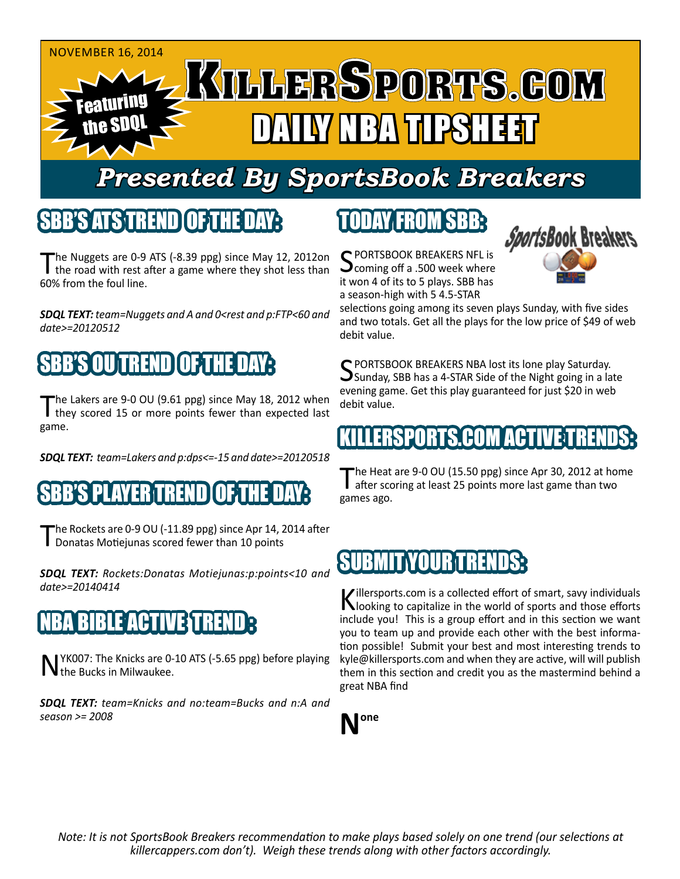NOVEMBER 16, 2014

Featuring the SDQL

# KILLERSPORTS.COM

## DAILY NBA TIPSHEET

### *Presented By SportsBook Breakers*

## SBB'S ATS TREND OF THE DAY:

The Nuggets are 0-9 ATS (-8.39 ppg) since May 12, 2012on the road with rest after a game where they shot less than 60% from the foul line.

***SDQL TEXT:*** *team=Nuggets and A and 0<rest and p:FTP<60 and date>=20120512*

## SBB'S OU TREND OF THE DAY:

The Lakers are 9-0 OU (9.61 ppg) since May 18, 2012 when they scored 15 or more points fewer than expected last game.

***SDQL TEXT:*** *team=Lakers and p:dps<=-15 and date>=20120518*

## SBB'S PLAYER TREND OF THE DAY:

The Rockets are 0-9 OU (-11.89 ppg) since Apr 14, 2014 after Donatas Motiejunas scored fewer than 10 points

***SDQL TEXT:*** *Rockets:Donatas Motiejunas:p:points<10 and date>=20140414*

## NBA BIBLE ACTIVE TREND:

NYK007: The Knicks are 0-10 ATS (-5.65 ppg) before playing the Bucks in Milwaukee.

***SDQL TEXT:*** *team=Knicks and no:team=Bucks and n:A and season >= 2008*

## TODAY FROM SBB:

SPORTSBOOK BREAKERS NFL is coming off a .500 week where it won 4 of its to 5 plays. SBB has a season-high with 5 4.5-STAR selections going among its seven plays Sunday, with five sides and two totals. Get all the plays for the low price of $49 of web debit value.

SPORTSBOOK BREAKERS NBA lost its lone play Saturday. Sunday, SBB has a 4-STAR Side of the Night going in a late evening game. Get this play guaranteed for just $20 in web debit value.

## KILLERSPORTS.COM ACTIVE TRENDS:

The Heat are 9-0 OU (15.50 ppg) since Apr 30, 2012 at home after scoring at least 25 points more last game than two games ago.

## SUBMIT YOUR TRENDS:

Killersports.com is a collected effort of smart, savy individuals looking to capitalize in the world of sports and those efforts include you! This is a group effort and in this section we want you to team up and provide each other with the best information possible! Submit your best and most interesting trends to kyle@killersports.com and when they are active, will will publish them in this section and credit you as the mastermind behind a great NBA find

**None**

*Note: It is not SportsBook Breakers recommendation to make plays based solely on one trend (our selections at killercappers.com don't). Weigh these trends along with other factors accordingly.*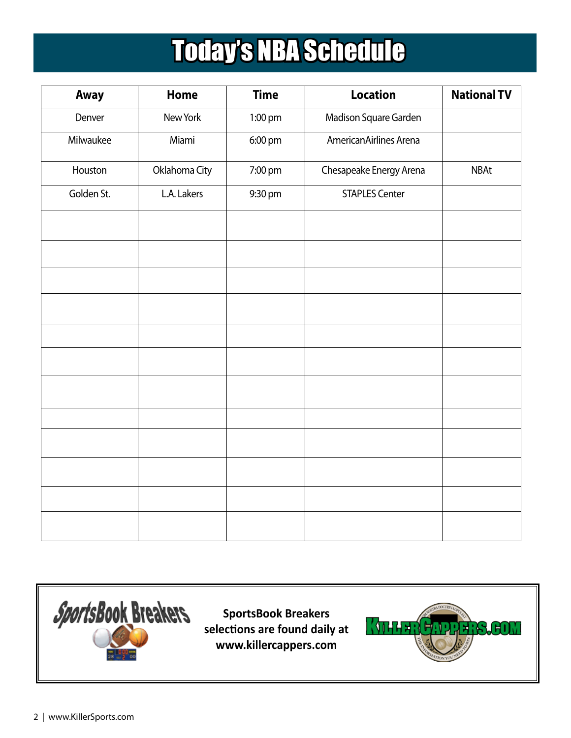# Today's NBA Schedule

| Away | Home | Time | Location | National TV |
|---|---|---|---|---|
| Denver | New York | 1:00 pm | Madison Square Garden | |
| Milwaukee | Miami | 6:00 pm | AmericanAirlines Arena | |
| Houston | Oklahoma City | 7:00 pm | Chesapeake Energy Arena | NBAt |
| Golden St. | L.A. Lakers | 9:30 pm | STAPLES Center | |
| | | | | |
| | | | | |
| | | | | |
| | | | | |
| | | | | |
| | | | | |
| | | | | |
| | | | | |
| | | | | |
| | | | | |
| | | | | |
| | | | | |

SportsBook Breakers

**SportsBook Breakers selections are found daily at www.killercappers.com**

KILLERCAPPERS.COM